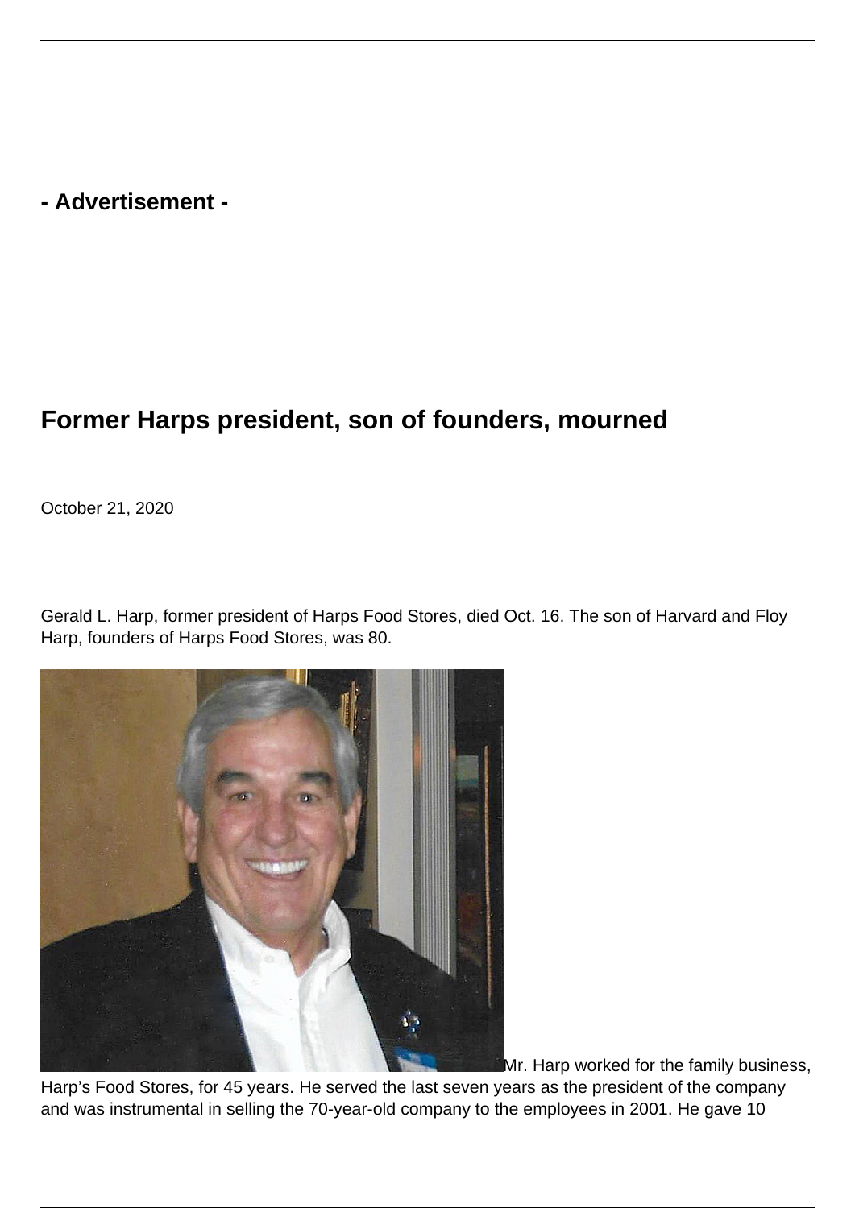- Advertisement -

# Former Harps president, son of founders, mourned

October 21, 2020

Gerald L. Harp, former president of Harps Food Stores, died Oct. 16. The son of Harvard and Floy Harp, founders of Harps Food Stores, was 80.

Mr. Harp worked for the family business, Harp's Food Stores, for 45 years. He served the last seven years as the president of the company and was instrumental in selling the 70-year-old company to the employees in 2001. He gave 10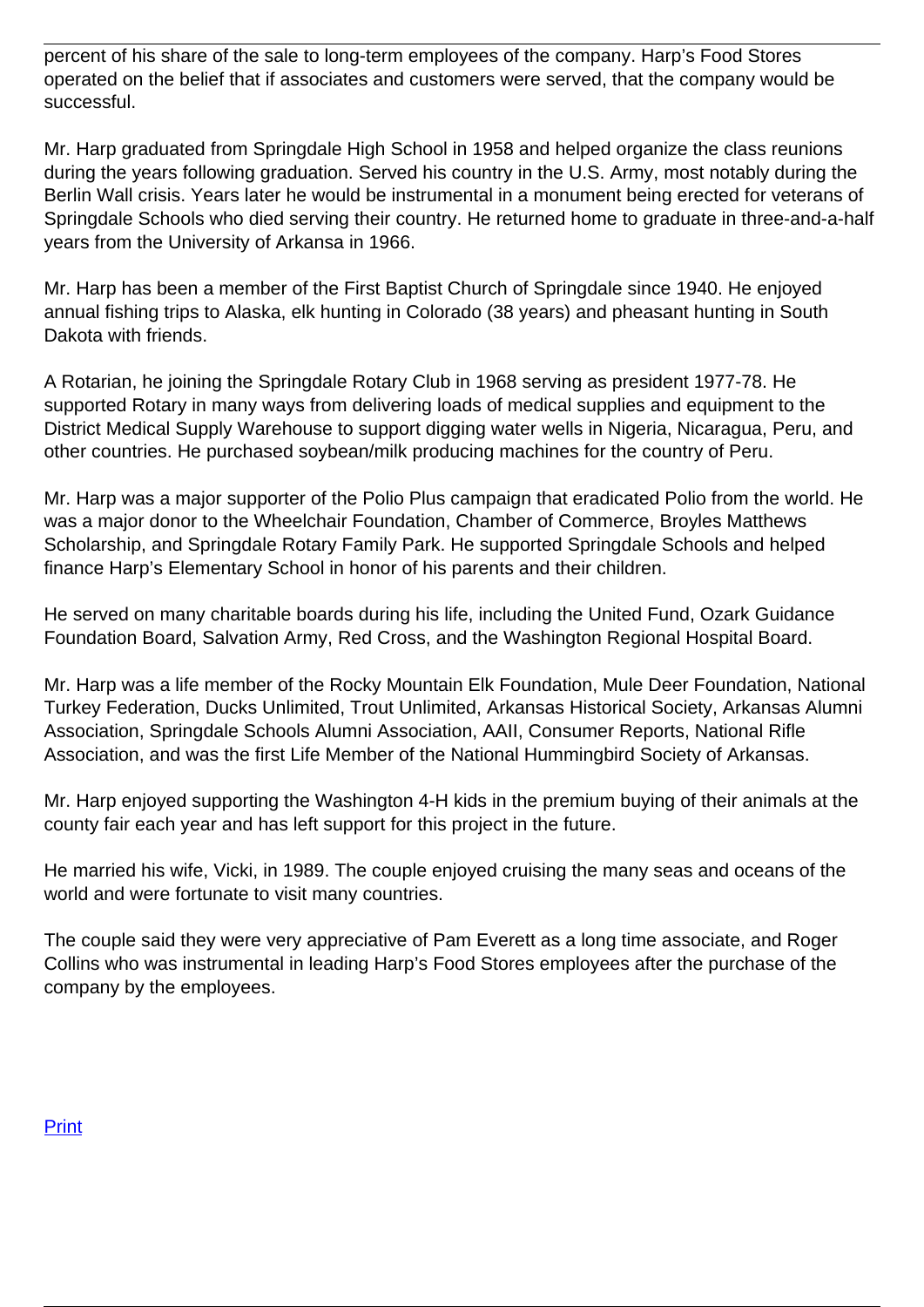percent of his share of the sale to long-term employees of the company. Harp's Food Stores operated on the belief that if associates and customers were served, that the company would be successful.

Mr. Harp graduated from Springdale High School in 1958 and helped organize the class reunions during the years following graduation. Served his country in the U.S. Army, most notably during the Berlin Wall crisis. Years later he would be instrumental in a monument being erected for veterans of Springdale Schools who died serving their country. He returned home to graduate in three-and-a-half years from the University of Arkansa in 1966.

Mr. Harp has been a member of the First Baptist Church of Springdale since 1940. He enjoyed annual fishing trips to Alaska, elk hunting in Colorado (38 years) and pheasant hunting in South Dakota with friends.

A Rotarian, he joining the Springdale Rotary Club in 1968 serving as president 1977-78. He supported Rotary in many ways from delivering loads of medical supplies and equipment to the District Medical Supply Warehouse to support digging water wells in Nigeria, Nicaragua, Peru, and other countries. He purchased soybean/milk producing machines for the country of Peru.

Mr. Harp was a major supporter of the Polio Plus campaign that eradicated Polio from the world. He was a major donor to the Wheelchair Foundation, Chamber of Commerce, Broyles Matthews Scholarship, and Springdale Rotary Family Park. He supported Springdale Schools and helped finance Harp's Elementary School in honor of his parents and their children.

He served on many charitable boards during his life, including the United Fund, Ozark Guidance Foundation Board, Salvation Army, Red Cross, and the Washington Regional Hospital Board.

Mr. Harp was a life member of the Rocky Mountain Elk Foundation, Mule Deer Foundation, National Turkey Federation, Ducks Unlimited, Trout Unlimited, Arkansas Historical Society, Arkansas Alumni Association, Springdale Schools Alumni Association, AAII, Consumer Reports, National Rifle Association, and was the first Life Member of the National Hummingbird Society of Arkansas.

Mr. Harp enjoyed supporting the Washington 4-H kids in the premium buying of their animals at the county fair each year and has left support for this project in the future.

He married his wife, Vicki, in 1989. The couple enjoyed cruising the many seas and oceans of the world and were fortunate to visit many countries.

The couple said they were very appreciative of Pam Everett as a long time associate, and Roger Collins who was instrumental in leading Harp's Food Stores employees after the purchase of the company by the employees.

Print